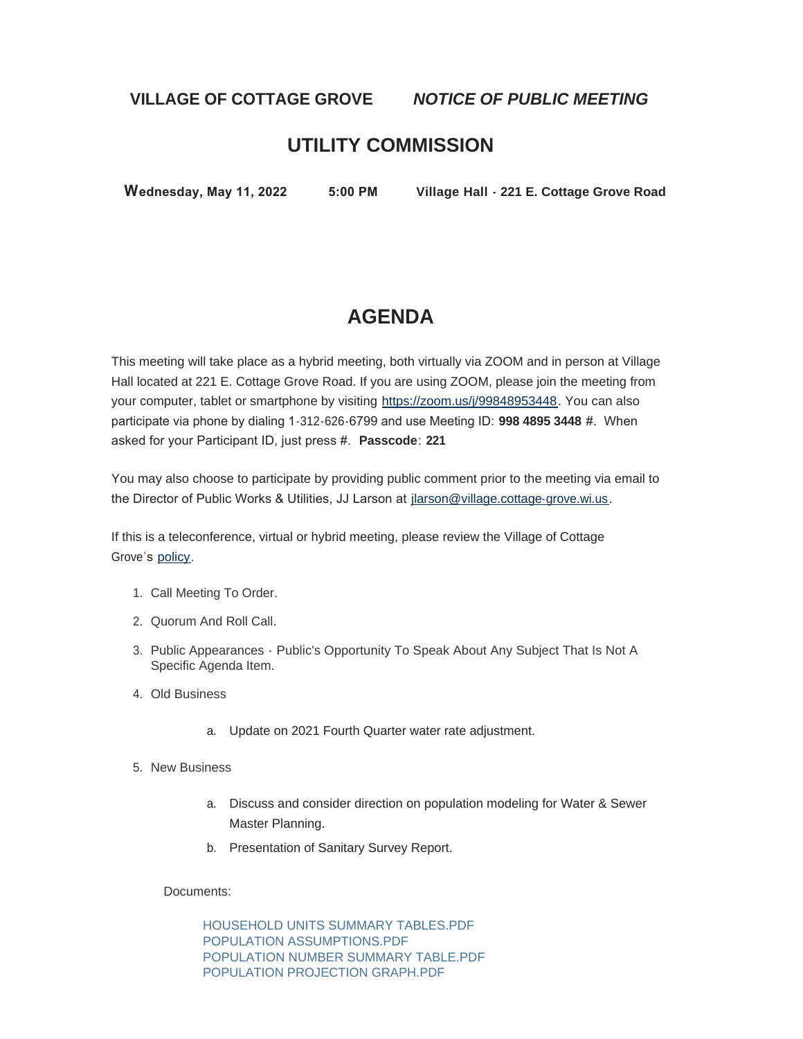**VILLAGE OF COTTAGE GROVE** ***NOTICE OF PUBLIC MEETING***

# UTILITY COMMISSION

**Wednesday, May 11, 2022** **5:00 PM** **Village Hall - 221 E. Cottage Grove Road**

## AGENDA

This meeting will take place as a hybrid meeting, both virtually via ZOOM and in person at Village Hall located at 221 E. Cottage Grove Road. If you are using ZOOM, please join the meeting from your computer, tablet or smartphone by visiting https://zoom.us/j/99848953448. You can also participate via phone by dialing 1-312-626-6799 and use Meeting ID: **998 4895 3448** #. When asked for your Participant ID, just press #. **Passcode**: **221**

You may also choose to participate by providing public comment prior to the meeting via email to the Director of Public Works & Utilities, JJ Larson at jlarson@village.cottage-grove.wi.us.

If this is a teleconference, virtual or hybrid meeting, please review the Village of Cottage Grove's policy.

1. Call Meeting To Order.
2. Quorum And Roll Call.
3. Public Appearances - Public's Opportunity To Speak About Any Subject That Is Not A Specific Agenda Item.
4. Old Business
   a. Update on 2021 Fourth Quarter water rate adjustment.
5. New Business
   a. Discuss and consider direction on population modeling for Water & Sewer Master Planning.
   b. Presentation of Sanitary Survey Report.

Documents:

HOUSEHOLD UNITS SUMMARY TABLES.PDF
POPULATION ASSUMPTIONS.PDF
POPULATION NUMBER SUMMARY TABLE.PDF
POPULATION PROJECTION GRAPH.PDF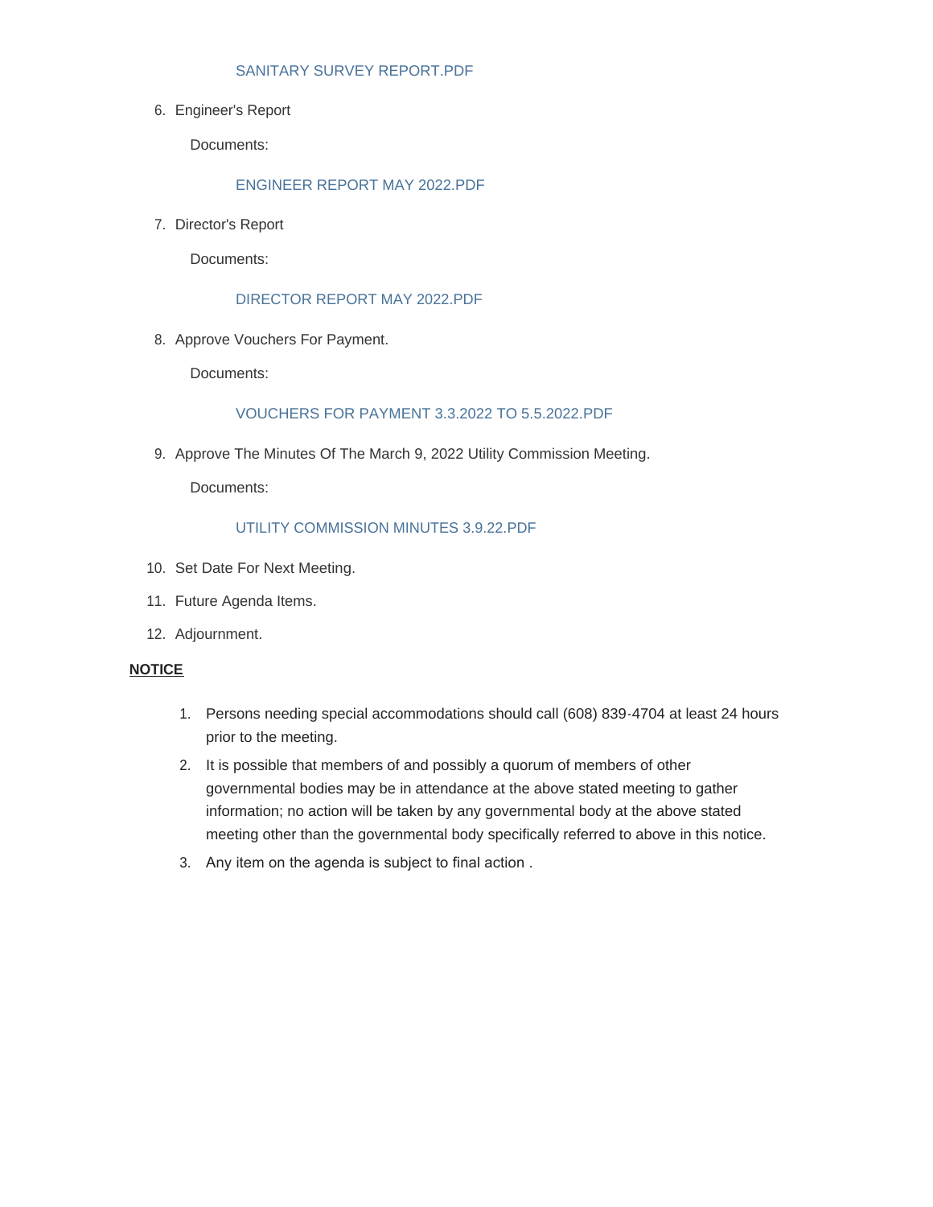SANITARY SURVEY REPORT.PDF

6. Engineer's Report

   Documents:

   ENGINEER REPORT MAY 2022.PDF

7. Director's Report

   Documents:

   DIRECTOR REPORT MAY 2022.PDF

8. Approve Vouchers For Payment.

   Documents:

   VOUCHERS FOR PAYMENT 3.3.2022 TO 5.5.2022.PDF

9. Approve The Minutes Of The March 9, 2022 Utility Commission Meeting.

   Documents:

   UTILITY COMMISSION MINUTES 3.9.22.PDF

10. Set Date For Next Meeting.
11. Future Agenda Items.
12. Adjournment.

**NOTICE**

1. Persons needing special accommodations should call (608) 839-4704 at least 24 hours prior to the meeting.
2. It is possible that members of and possibly a quorum of members of other governmental bodies may be in attendance at the above stated meeting to gather information; no action will be taken by any governmental body at the above stated meeting other than the governmental body specifically referred to above in this notice.
3. Any item on the agenda is subject to final action .